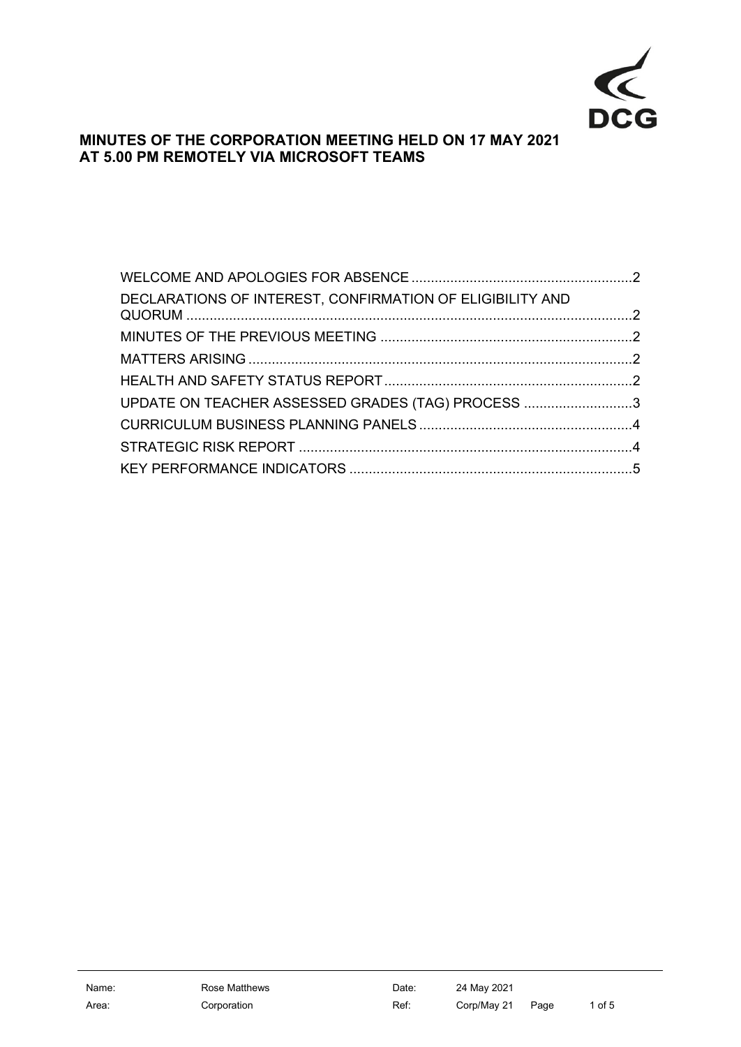# MINUTES OF THE CORPORATION MEETING HELD ON 17 MAY 2021 AT 5.00 PM REMOTELY VIA MICROSOFT TEAMS

WELCOME AND APOLOGIES FOR ABSENCE ........................................................2

DECLARATIONS OF INTEREST, CONFIRMATION OF ELIGIBILITY AND QUORUM ..................................................................................................................2

MINUTES OF THE PREVIOUS MEETING .................................................................2

MATTERS ARISING ..................................................................................................2

HEALTH AND SAFETY STATUS REPORT ................................................................2

UPDATE ON TEACHER ASSESSED GRADES (TAG) PROCESS ............................3

CURRICULUM BUSINESS PLANNING PANELS .......................................................4

STRATEGIC RISK REPORT ......................................................................................4

KEY PERFORMANCE INDICATORS .........................................................................5

| Name: | Rose Matthews | Date: | 24 May 2021 |
|---|---|---|---|
| Area: | Corporation | Ref: | Corp/May 21 |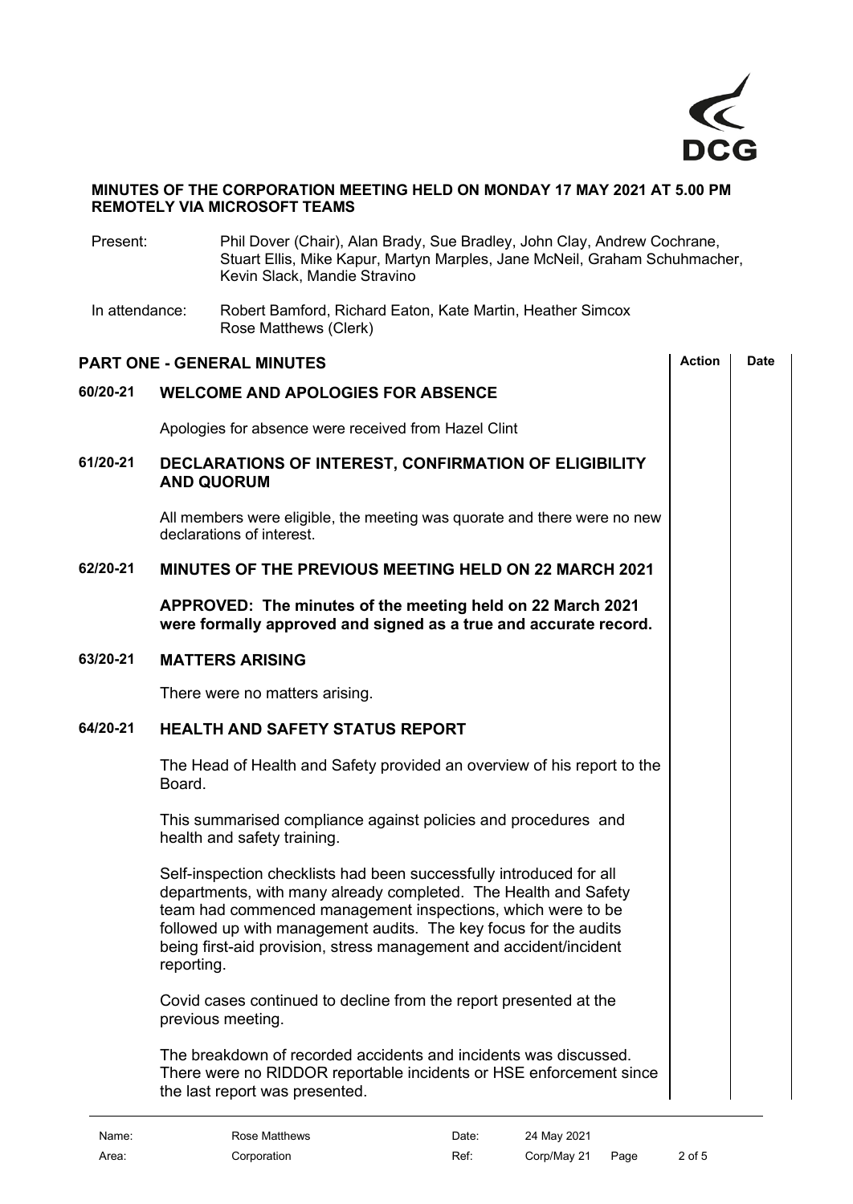**MINUTES OF THE CORPORATION MEETING HELD ON MONDAY 17 MAY 2021 AT 5.00 PM REMOTELY VIA MICROSOFT TEAMS**

Present: Phil Dover (Chair), Alan Brady, Sue Bradley, John Clay, Andrew Cochrane, Stuart Ellis, Mike Kapur, Martyn Marples, Jane McNeil, Graham Schuhmacher, Kevin Slack, Mandie Stravino

In attendance: Robert Bamford, Richard Eaton, Kate Martin, Heather Simcox
Rose Matthews (Clerk)

## PART ONE - GENERAL MINUTES

| | | Action | Date |
|---|---|---|---|

### 60/20-21 WELCOME AND APOLOGIES FOR ABSENCE

Apologies for absence were received from Hazel Clint

### 61/20-21 DECLARATIONS OF INTEREST, CONFIRMATION OF ELIGIBILITY AND QUORUM

All members were eligible, the meeting was quorate and there were no new declarations of interest.

### 62/20-21 MINUTES OF THE PREVIOUS MEETING HELD ON 22 MARCH 2021

**APPROVED: The minutes of the meeting held on 22 March 2021 were formally approved and signed as a true and accurate record.**

### 63/20-21 MATTERS ARISING

There were no matters arising.

### 64/20-21 HEALTH AND SAFETY STATUS REPORT

The Head of Health and Safety provided an overview of his report to the Board.

This summarised compliance against policies and procedures and health and safety training.

Self-inspection checklists had been successfully introduced for all departments, with many already completed. The Health and Safety team had commenced management inspections, which were to be followed up with management audits. The key focus for the audits being first-aid provision, stress management and accident/incident reporting.

Covid cases continued to decline from the report presented at the previous meeting.

The breakdown of recorded accidents and incidents was discussed. There were no RIDDOR reportable incidents or HSE enforcement since the last report was presented.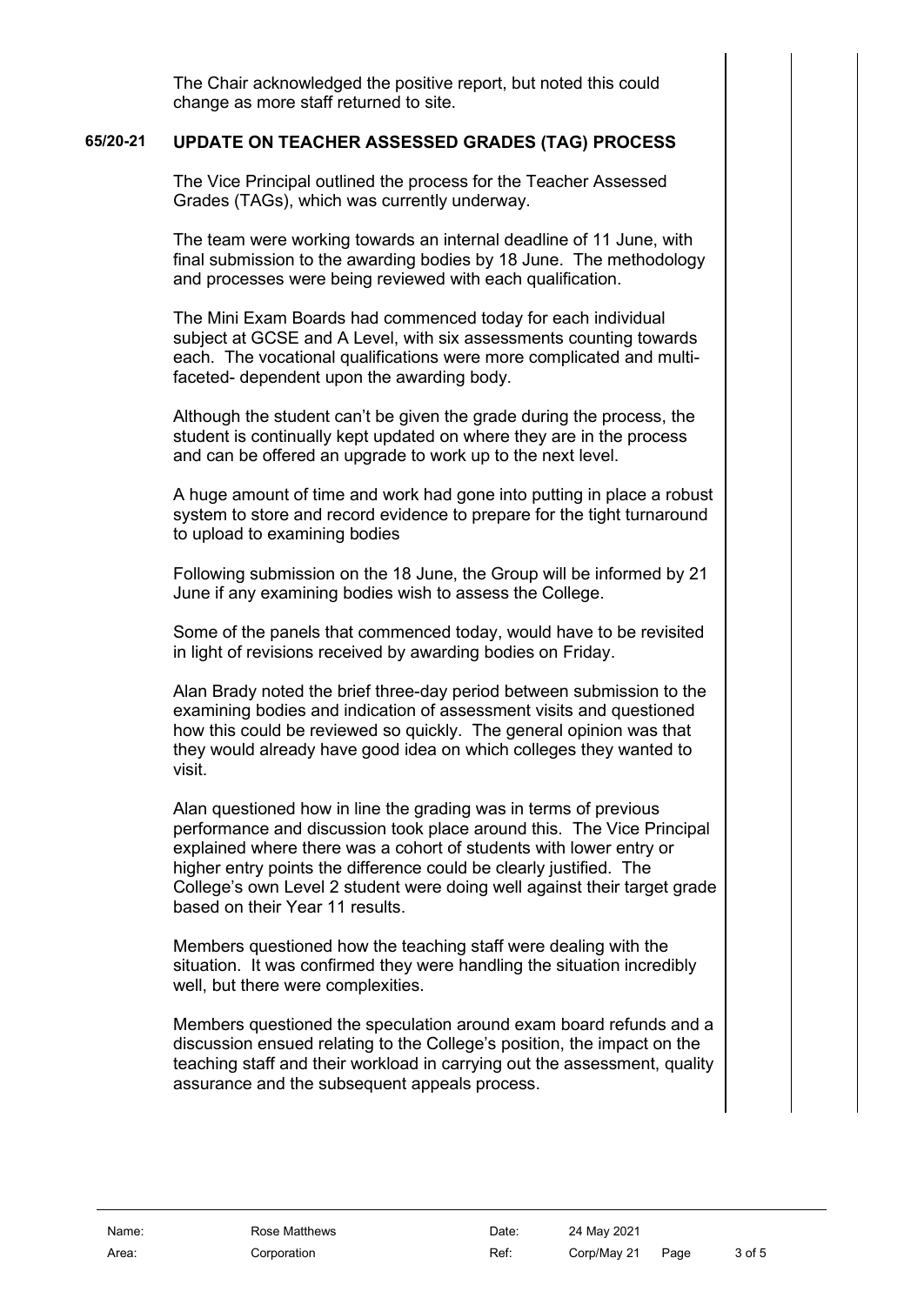The Chair acknowledged the positive report, but noted this could change as more staff returned to site.

## 65/20-21 UPDATE ON TEACHER ASSESSED GRADES (TAG) PROCESS

The Vice Principal outlined the process for the Teacher Assessed Grades (TAGs), which was currently underway.

The team were working towards an internal deadline of 11 June, with final submission to the awarding bodies by 18 June. The methodology and processes were being reviewed with each qualification.

The Mini Exam Boards had commenced today for each individual subject at GCSE and A Level, with six assessments counting towards each. The vocational qualifications were more complicated and multi-faceted- dependent upon the awarding body.

Although the student can't be given the grade during the process, the student is continually kept updated on where they are in the process and can be offered an upgrade to work up to the next level.

A huge amount of time and work had gone into putting in place a robust system to store and record evidence to prepare for the tight turnaround to upload to examining bodies

Following submission on the 18 June, the Group will be informed by 21 June if any examining bodies wish to assess the College.

Some of the panels that commenced today, would have to be revisited in light of revisions received by awarding bodies on Friday.

Alan Brady noted the brief three-day period between submission to the examining bodies and indication of assessment visits and questioned how this could be reviewed so quickly. The general opinion was that they would already have good idea on which colleges they wanted to visit.

Alan questioned how in line the grading was in terms of previous performance and discussion took place around this. The Vice Principal explained where there was a cohort of students with lower entry or higher entry points the difference could be clearly justified. The College's own Level 2 student were doing well against their target grade based on their Year 11 results.

Members questioned how the teaching staff were dealing with the situation. It was confirmed they were handling the situation incredibly well, but there were complexities.

Members questioned the speculation around exam board refunds and a discussion ensued relating to the College's position, the impact on the teaching staff and their workload in carrying out the assessment, quality assurance and the subsequent appeals process.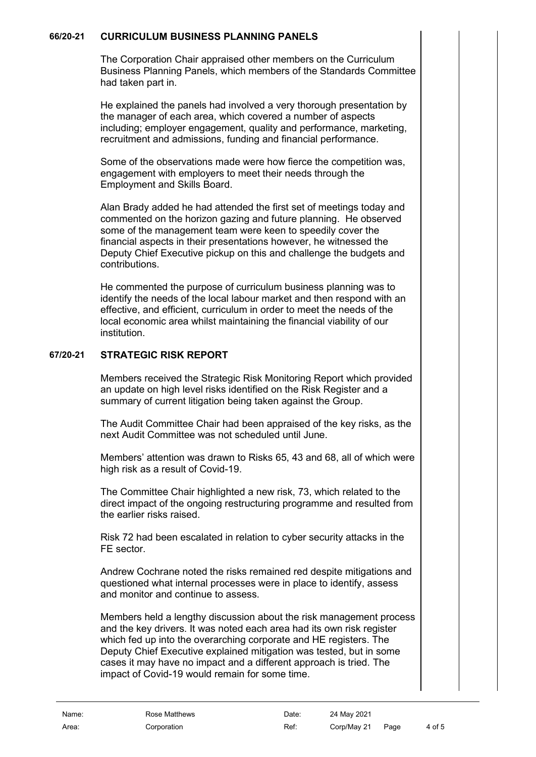## 66/20-21 CURRICULUM BUSINESS PLANNING PANELS

The Corporation Chair appraised other members on the Curriculum Business Planning Panels, which members of the Standards Committee had taken part in.

He explained the panels had involved a very thorough presentation by the manager of each area, which covered a number of aspects including; employer engagement, quality and performance, marketing, recruitment and admissions, funding and financial performance.

Some of the observations made were how fierce the competition was, engagement with employers to meet their needs through the Employment and Skills Board.

Alan Brady added he had attended the first set of meetings today and commented on the horizon gazing and future planning. He observed some of the management team were keen to speedily cover the financial aspects in their presentations however, he witnessed the Deputy Chief Executive pickup on this and challenge the budgets and contributions.

He commented the purpose of curriculum business planning was to identify the needs of the local labour market and then respond with an effective, and efficient, curriculum in order to meet the needs of the local economic area whilst maintaining the financial viability of our institution.

## 67/20-21 STRATEGIC RISK REPORT

Members received the Strategic Risk Monitoring Report which provided an update on high level risks identified on the Risk Register and a summary of current litigation being taken against the Group.

The Audit Committee Chair had been appraised of the key risks, as the next Audit Committee was not scheduled until June.

Members' attention was drawn to Risks 65, 43 and 68, all of which were high risk as a result of Covid-19.

The Committee Chair highlighted a new risk, 73, which related to the direct impact of the ongoing restructuring programme and resulted from the earlier risks raised.

Risk 72 had been escalated in relation to cyber security attacks in the FE sector.

Andrew Cochrane noted the risks remained red despite mitigations and questioned what internal processes were in place to identify, assess and monitor and continue to assess.

Members held a lengthy discussion about the risk management process and the key drivers. It was noted each area had its own risk register which fed up into the overarching corporate and HE registers. The Deputy Chief Executive explained mitigation was tested, but in some cases it may have no impact and a different approach is tried. The impact of Covid-19 would remain for some time.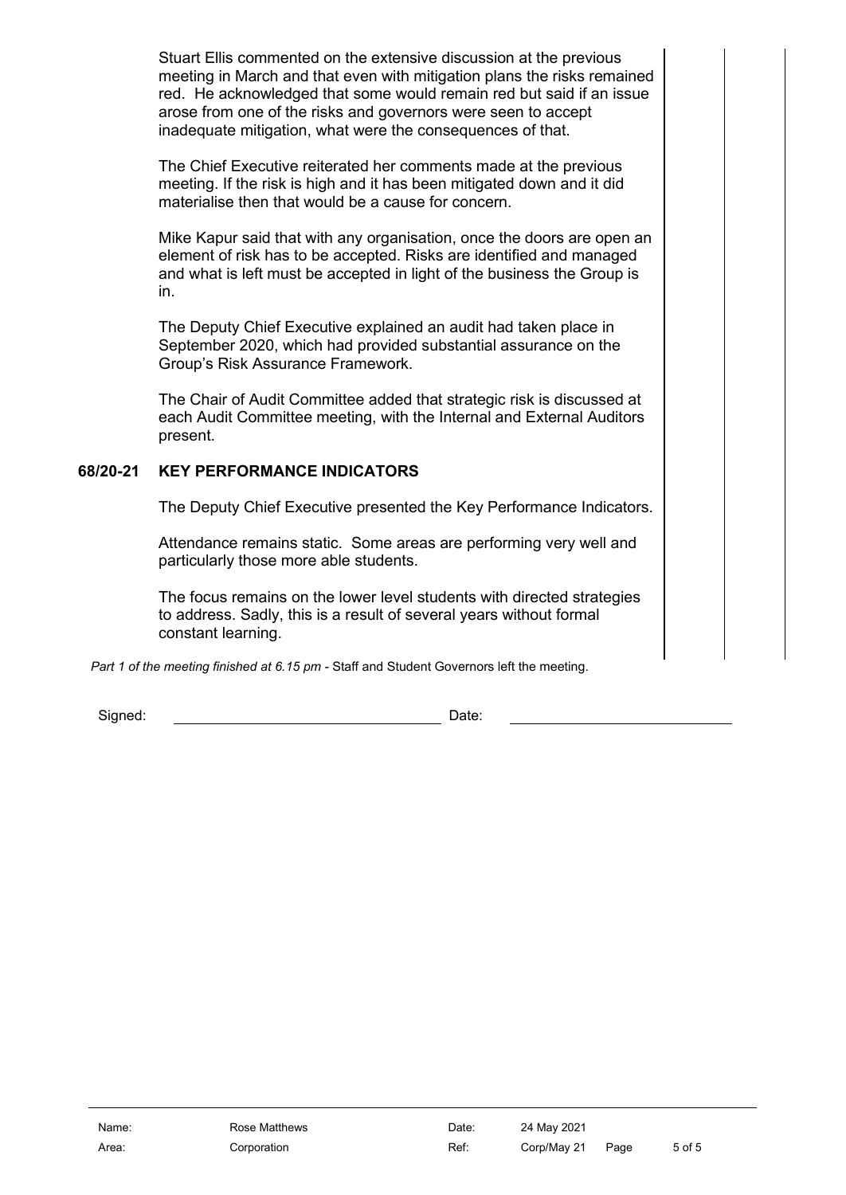Stuart Ellis commented on the extensive discussion at the previous meeting in March and that even with mitigation plans the risks remained red. He acknowledged that some would remain red but said if an issue arose from one of the risks and governors were seen to accept inadequate mitigation, what were the consequences of that.

The Chief Executive reiterated her comments made at the previous meeting. If the risk is high and it has been mitigated down and it did materialise then that would be a cause for concern.

Mike Kapur said that with any organisation, once the doors are open an element of risk has to be accepted. Risks are identified and managed and what is left must be accepted in light of the business the Group is in.

The Deputy Chief Executive explained an audit had taken place in September 2020, which had provided substantial assurance on the Group's Risk Assurance Framework.

The Chair of Audit Committee added that strategic risk is discussed at each Audit Committee meeting, with the Internal and External Auditors present.

## 68/20-21 KEY PERFORMANCE INDICATORS

The Deputy Chief Executive presented the Key Performance Indicators.

Attendance remains static. Some areas are performing very well and particularly those more able students.

The focus remains on the lower level students with directed strategies to address. Sadly, this is a result of several years without formal constant learning.

*Part 1 of the meeting finished at 6.15 pm* - Staff and Student Governors left the meeting.

Signed: ______________________ Date: ______________________

Name: Rose Matthews    Date: 24 May 2021
Area: Corporation    Ref: Corp/May 21